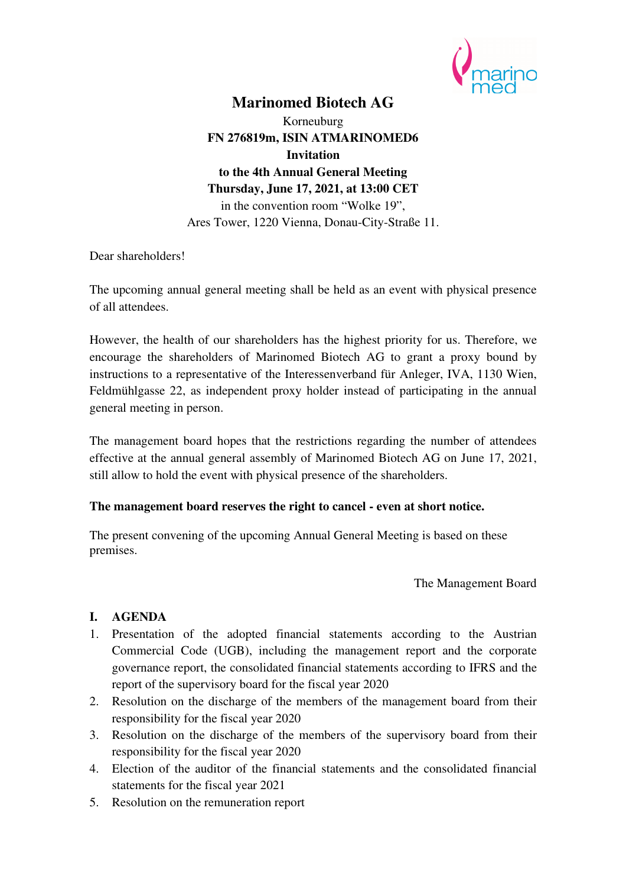# Marinomed Biotech AG

Korneuburg

**FN 276819m, ISIN ATMARINOMED6**

**Invitation**

**to the 4th Annual General Meeting**

**Thursday, June 17, 2021, at 13:00 CET**

in the convention room "Wolke 19",

Ares Tower, 1220 Vienna, Donau-City-Straße 11.

Dear shareholders!

The upcoming annual general meeting shall be held as an event with physical presence of all attendees.

However, the health of our shareholders has the highest priority for us. Therefore, we encourage the shareholders of Marinomed Biotech AG to grant a proxy bound by instructions to a representative of the Interessenverband für Anleger, IVA, 1130 Wien, Feldmühlgasse 22, as independent proxy holder instead of participating in the annual general meeting in person.

The management board hopes that the restrictions regarding the number of attendees effective at the annual general assembly of Marinomed Biotech AG on June 17, 2021, still allow to hold the event with physical presence of the shareholders.

**The management board reserves the right to cancel - even at short notice.**

The present convening of the upcoming Annual General Meeting is based on these premises.

The Management Board

## I. AGENDA

1. Presentation of the adopted financial statements according to the Austrian Commercial Code (UGB), including the management report and the corporate governance report, the consolidated financial statements according to IFRS and the report of the supervisory board for the fiscal year 2020
2. Resolution on the discharge of the members of the management board from their responsibility for the fiscal year 2020
3. Resolution on the discharge of the members of the supervisory board from their responsibility for the fiscal year 2020
4. Election of the auditor of the financial statements and the consolidated financial statements for the fiscal year 2021
5. Resolution on the remuneration report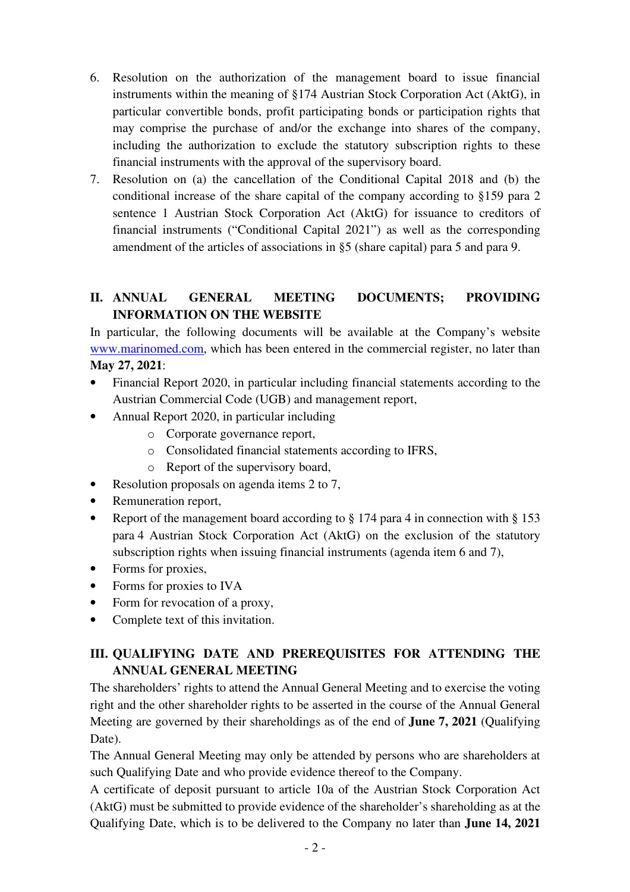6. Resolution on the authorization of the management board to issue financial instruments within the meaning of §174 Austrian Stock Corporation Act (AktG), in particular convertible bonds, profit participating bonds or participation rights that may comprise the purchase of and/or the exchange into shares of the company, including the authorization to exclude the statutory subscription rights to these financial instruments with the approval of the supervisory board.
7. Resolution on (a) the cancellation of the Conditional Capital 2018 and (b) the conditional increase of the share capital of the company according to §159 para 2 sentence 1 Austrian Stock Corporation Act (AktG) for issuance to creditors of financial instruments ("Conditional Capital 2021") as well as the corresponding amendment of the articles of associations in §5 (share capital) para 5 and para 9.

## II. ANNUAL GENERAL MEETING DOCUMENTS; PROVIDING INFORMATION ON THE WEBSITE

In particular, the following documents will be available at the Company's website www.marinomed.com, which has been entered in the commercial register, no later than **May 27, 2021**:

- Financial Report 2020, in particular including financial statements according to the Austrian Commercial Code (UGB) and management report,
- Annual Report 2020, in particular including
  - Corporate governance report,
  - Consolidated financial statements according to IFRS,
  - Report of the supervisory board,
- Resolution proposals on agenda items 2 to 7,
- Remuneration report,
- Report of the management board according to § 174 para 4 in connection with § 153 para 4 Austrian Stock Corporation Act (AktG) on the exclusion of the statutory subscription rights when issuing financial instruments (agenda item 6 and 7),
- Forms for proxies,
- Forms for proxies to IVA
- Form for revocation of a proxy,
- Complete text of this invitation.

## III. QUALIFYING DATE AND PREREQUISITES FOR ATTENDING THE ANNUAL GENERAL MEETING

The shareholders' rights to attend the Annual General Meeting and to exercise the voting right and the other shareholder rights to be asserted in the course of the Annual General Meeting are governed by their shareholdings as of the end of **June 7, 2021** (Qualifying Date).

The Annual General Meeting may only be attended by persons who are shareholders at such Qualifying Date and who provide evidence thereof to the Company.

A certificate of deposit pursuant to article 10a of the Austrian Stock Corporation Act (AktG) must be submitted to provide evidence of the shareholder's shareholding as at the Qualifying Date, which is to be delivered to the Company no later than **June 14, 2021**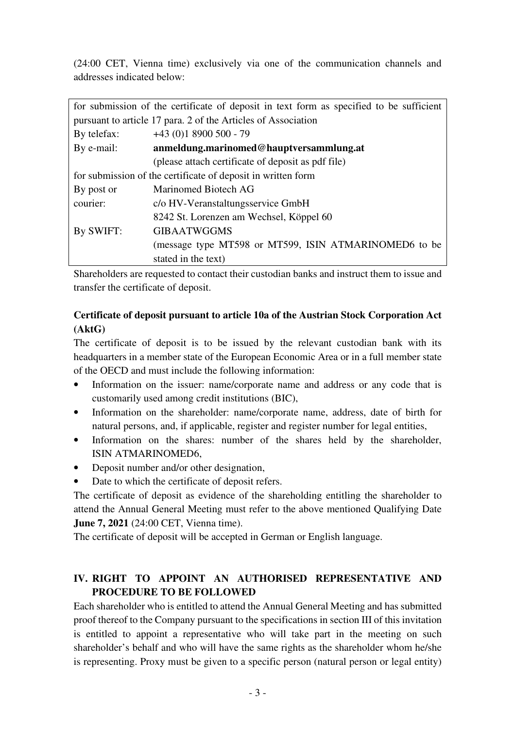(24:00 CET, Vienna time) exclusively via one of the communication channels and addresses indicated below:

| for submission of the certificate of deposit in text form as specified to be sufficient pursuant to article 17 para. 2 of the Articles of Association | |
|---|---|
| By telefax: | +43 (0)1 8900 500 - 79 |
| By e-mail: | **anmeldung.marinomed@hauptversammlung.at** (please attach certificate of deposit as pdf file) |
| for submission of the certificate of deposit in written form | |
| By post or courier: | Marinomed Biotech AG c/o HV-Veranstaltungsservice GmbH 8242 St. Lorenzen am Wechsel, Köppel 60 |
| By SWIFT: | GIBAATWGGMS (message type MT598 or MT599, ISIN ATMARINOMED6 to be stated in the text) |

Shareholders are requested to contact their custodian banks and instruct them to issue and transfer the certificate of deposit.

**Certificate of deposit pursuant to article 10a of the Austrian Stock Corporation Act (AktG)**

The certificate of deposit is to be issued by the relevant custodian bank with its headquarters in a member state of the European Economic Area or in a full member state of the OECD and must include the following information:

- Information on the issuer: name/corporate name and address or any code that is customarily used among credit institutions (BIC),
- Information on the shareholder: name/corporate name, address, date of birth for natural persons, and, if applicable, register and register number for legal entities,
- Information on the shares: number of the shares held by the shareholder, ISIN ATMARINOMED6,
- Deposit number and/or other designation,
- Date to which the certificate of deposit refers.

The certificate of deposit as evidence of the shareholding entitling the shareholder to attend the Annual General Meeting must refer to the above mentioned Qualifying Date **June 7, 2021** (24:00 CET, Vienna time).

The certificate of deposit will be accepted in German or English language.

## IV. RIGHT TO APPOINT AN AUTHORISED REPRESENTATIVE AND PROCEDURE TO BE FOLLOWED

Each shareholder who is entitled to attend the Annual General Meeting and has submitted proof thereof to the Company pursuant to the specifications in section III of this invitation is entitled to appoint a representative who will take part in the meeting on such shareholder's behalf and who will have the same rights as the shareholder whom he/she is representing. Proxy must be given to a specific person (natural person or legal entity)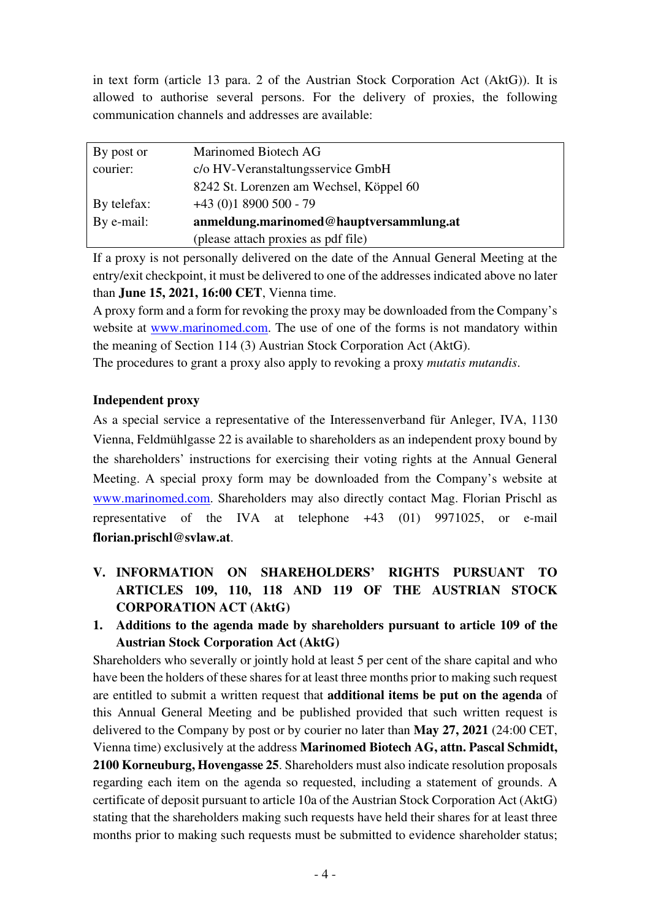in text form (article 13 para. 2 of the Austrian Stock Corporation Act (AktG)). It is allowed to authorise several persons. For the delivery of proxies, the following communication channels and addresses are available:

| | |
|---|---|
| By post or courier: | Marinomed Biotech AG<br>c/o HV-Veranstaltungsservice GmbH<br>8242 St. Lorenzen am Wechsel, Köppel 60 |
| By telefax: | +43 (0)1 8900 500 - 79 |
| By e-mail: | **anmeldung.marinomed@hauptversammlung.at**<br>(please attach proxies as pdf file) |

If a proxy is not personally delivered on the date of the Annual General Meeting at the entry/exit checkpoint, it must be delivered to one of the addresses indicated above no later than **June 15, 2021, 16:00 CET**, Vienna time.

A proxy form and a form for revoking the proxy may be downloaded from the Company's website at www.marinomed.com. The use of one of the forms is not mandatory within the meaning of Section 114 (3) Austrian Stock Corporation Act (AktG).

The procedures to grant a proxy also apply to revoking a proxy *mutatis mutandis*.

**Independent proxy**

As a special service a representative of the Interessenverband für Anleger, IVA, 1130 Vienna, Feldmühlgasse 22 is available to shareholders as an independent proxy bound by the shareholders' instructions for exercising their voting rights at the Annual General Meeting. A special proxy form may be downloaded from the Company's website at www.marinomed.com. Shareholders may also directly contact Mag. Florian Prischl as representative of the IVA at telephone +43 (01) 9971025, or e-mail **florian.prischl@svlaw.at**.

## V. INFORMATION ON SHAREHOLDERS' RIGHTS PURSUANT TO ARTICLES 109, 110, 118 AND 119 OF THE AUSTRIAN STOCK CORPORATION ACT (AktG)

### 1. Additions to the agenda made by shareholders pursuant to article 109 of the Austrian Stock Corporation Act (AktG)

Shareholders who severally or jointly hold at least 5 per cent of the share capital and who have been the holders of these shares for at least three months prior to making such request are entitled to submit a written request that **additional items be put on the agenda** of this Annual General Meeting and be published provided that such written request is delivered to the Company by post or by courier no later than **May 27, 2021** (24:00 CET, Vienna time) exclusively at the address **Marinomed Biotech AG, attn. Pascal Schmidt, 2100 Korneuburg, Hovengasse 25**. Shareholders must also indicate resolution proposals regarding each item on the agenda so requested, including a statement of grounds. A certificate of deposit pursuant to article 10a of the Austrian Stock Corporation Act (AktG) stating that the shareholders making such requests have held their shares for at least three months prior to making such requests must be submitted to evidence shareholder status;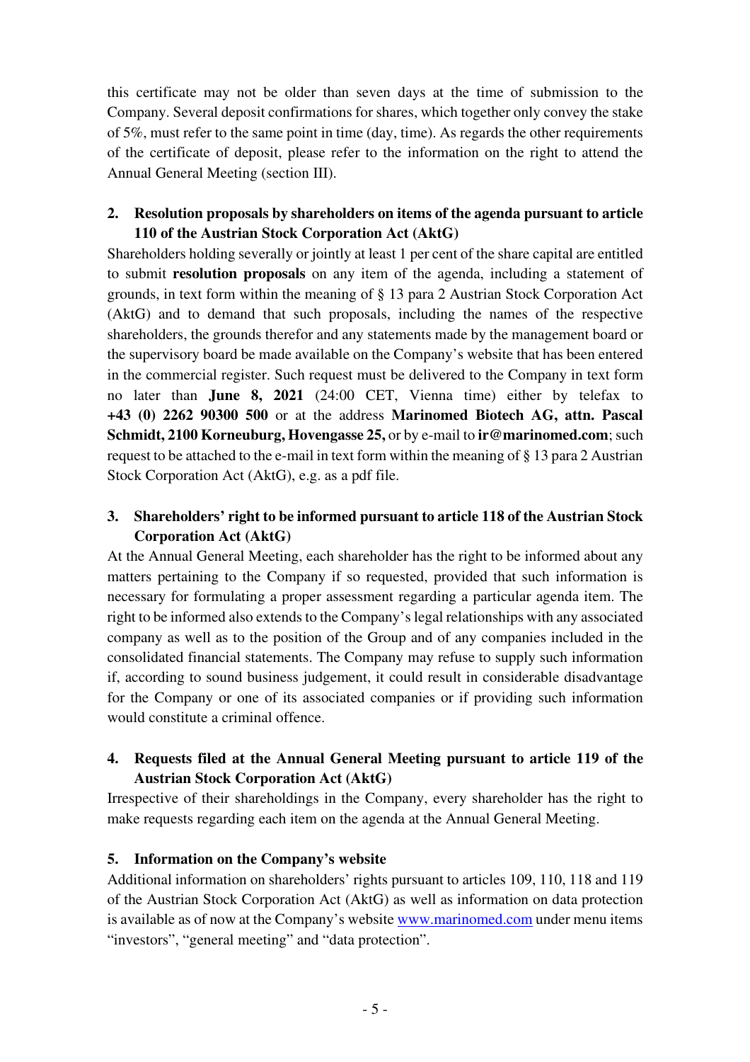this certificate may not be older than seven days at the time of submission to the Company. Several deposit confirmations for shares, which together only convey the stake of 5%, must refer to the same point in time (day, time). As regards the other requirements of the certificate of deposit, please refer to the information on the right to attend the Annual General Meeting (section III).

## 2. Resolution proposals by shareholders on items of the agenda pursuant to article 110 of the Austrian Stock Corporation Act (AktG)

Shareholders holding severally or jointly at least 1 per cent of the share capital are entitled to submit **resolution proposals** on any item of the agenda, including a statement of grounds, in text form within the meaning of § 13 para 2 Austrian Stock Corporation Act (AktG) and to demand that such proposals, including the names of the respective shareholders, the grounds therefor and any statements made by the management board or the supervisory board be made available on the Company's website that has been entered in the commercial register. Such request must be delivered to the Company in text form no later than **June 8, 2021** (24:00 CET, Vienna time) either by telefax to **+43 (0) 2262 90300 500** or at the address **Marinomed Biotech AG, attn. Pascal Schmidt, 2100 Korneuburg, Hovengasse 25,** or by e-mail to **ir@marinomed.com**; such request to be attached to the e-mail in text form within the meaning of § 13 para 2 Austrian Stock Corporation Act (AktG), e.g. as a pdf file.

## 3. Shareholders' right to be informed pursuant to article 118 of the Austrian Stock Corporation Act (AktG)

At the Annual General Meeting, each shareholder has the right to be informed about any matters pertaining to the Company if so requested, provided that such information is necessary for formulating a proper assessment regarding a particular agenda item. The right to be informed also extends to the Company's legal relationships with any associated company as well as to the position of the Group and of any companies included in the consolidated financial statements. The Company may refuse to supply such information if, according to sound business judgement, it could result in considerable disadvantage for the Company or one of its associated companies or if providing such information would constitute a criminal offence.

## 4. Requests filed at the Annual General Meeting pursuant to article 119 of the Austrian Stock Corporation Act (AktG)

Irrespective of their shareholdings in the Company, every shareholder has the right to make requests regarding each item on the agenda at the Annual General Meeting.

## 5. Information on the Company's website

Additional information on shareholders' rights pursuant to articles 109, 110, 118 and 119 of the Austrian Stock Corporation Act (AktG) as well as information on data protection is available as of now at the Company's website [www.marinomed.com](http://www.marinomed.com) under menu items "investors", "general meeting" and "data protection".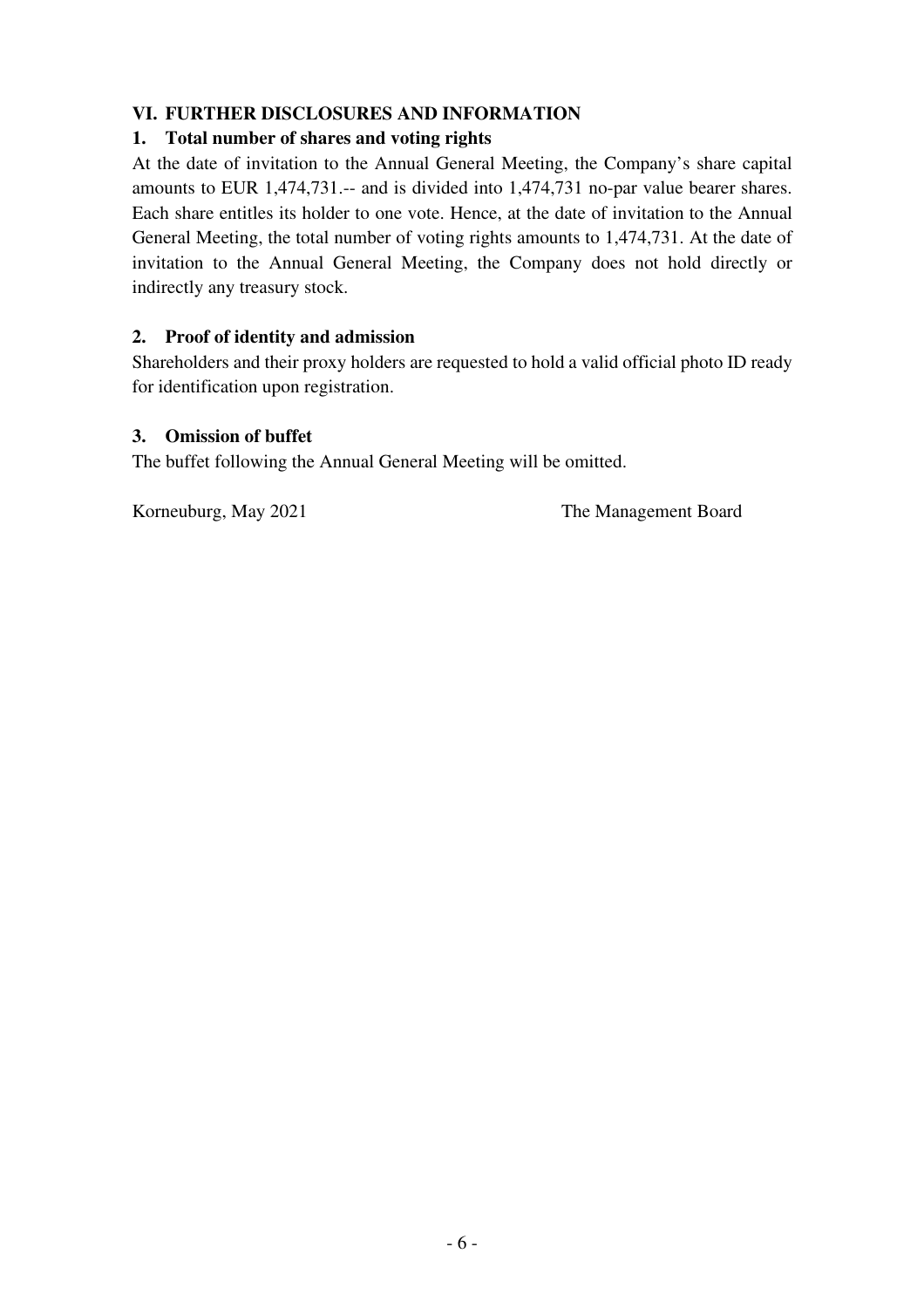## VI. FURTHER DISCLOSURES AND INFORMATION

### 1. Total number of shares and voting rights

At the date of invitation to the Annual General Meeting, the Company's share capital amounts to EUR 1,474,731.-- and is divided into 1,474,731 no-par value bearer shares. Each share entitles its holder to one vote. Hence, at the date of invitation to the Annual General Meeting, the total number of voting rights amounts to 1,474,731. At the date of invitation to the Annual General Meeting, the Company does not hold directly or indirectly any treasury stock.

### 2. Proof of identity and admission

Shareholders and their proxy holders are requested to hold a valid official photo ID ready for identification upon registration.

### 3. Omission of buffet

The buffet following the Annual General Meeting will be omitted.

Korneuburg, May 2021

The Management Board